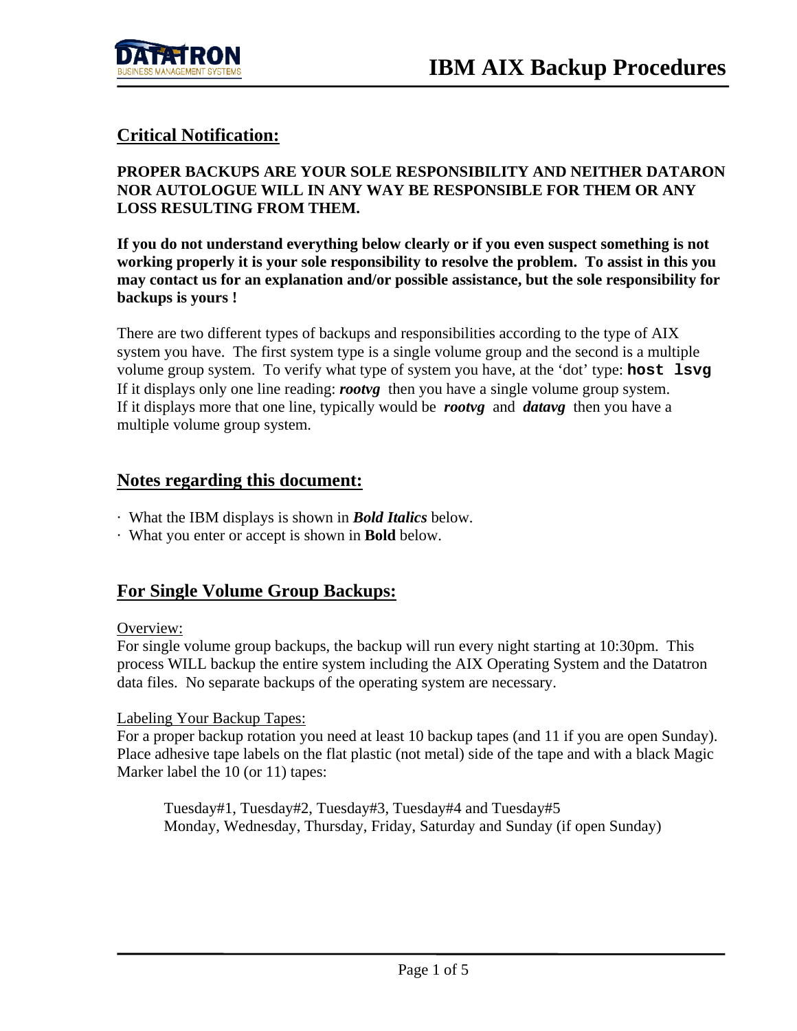# IBM AIX Backup Procedures

## Critical Notification:

**PROPER BACKUPS ARE YOUR SOLE RESPONSIBILITY AND NEITHER DATARON NOR AUTOLOGUE WILL IN ANY WAY BE RESPONSIBLE FOR THEM OR ANY LOSS RESULTING FROM THEM.**

**If you do not understand everything below clearly or if you even suspect something is not working properly it is your sole responsibility to resolve the problem. To assist in this you may contact us for an explanation and/or possible assistance, but the sole responsibility for backups is yours !**

There are two different types of backups and responsibilities according to the type of AIX system you have. The first system type is a single volume group and the second is a multiple volume group system. To verify what type of system you have, at the 'dot' type: **`host lsvg`**
If it displays only one line reading: ***rootvg*** then you have a single volume group system.
If it displays more that one line, typically would be ***rootvg*** and ***datavg*** then you have a multiple volume group system.

## Notes regarding this document:

· What the IBM displays is shown in ***Bold Italics*** below.
· What you enter or accept is shown in **Bold** below.

## For Single Volume Group Backups:

Overview:
For single volume group backups, the backup will run every night starting at 10:30pm. This process WILL backup the entire system including the AIX Operating System and the Datatron data files. No separate backups of the operating system are necessary.

Labeling Your Backup Tapes:
For a proper backup rotation you need at least 10 backup tapes (and 11 if you are open Sunday). Place adhesive tape labels on the flat plastic (not metal) side of the tape and with a black Magic Marker label the 10 (or 11) tapes:

Tuesday#1, Tuesday#2, Tuesday#3, Tuesday#4 and Tuesday#5
Monday, Wednesday, Thursday, Friday, Saturday and Sunday (if open Sunday)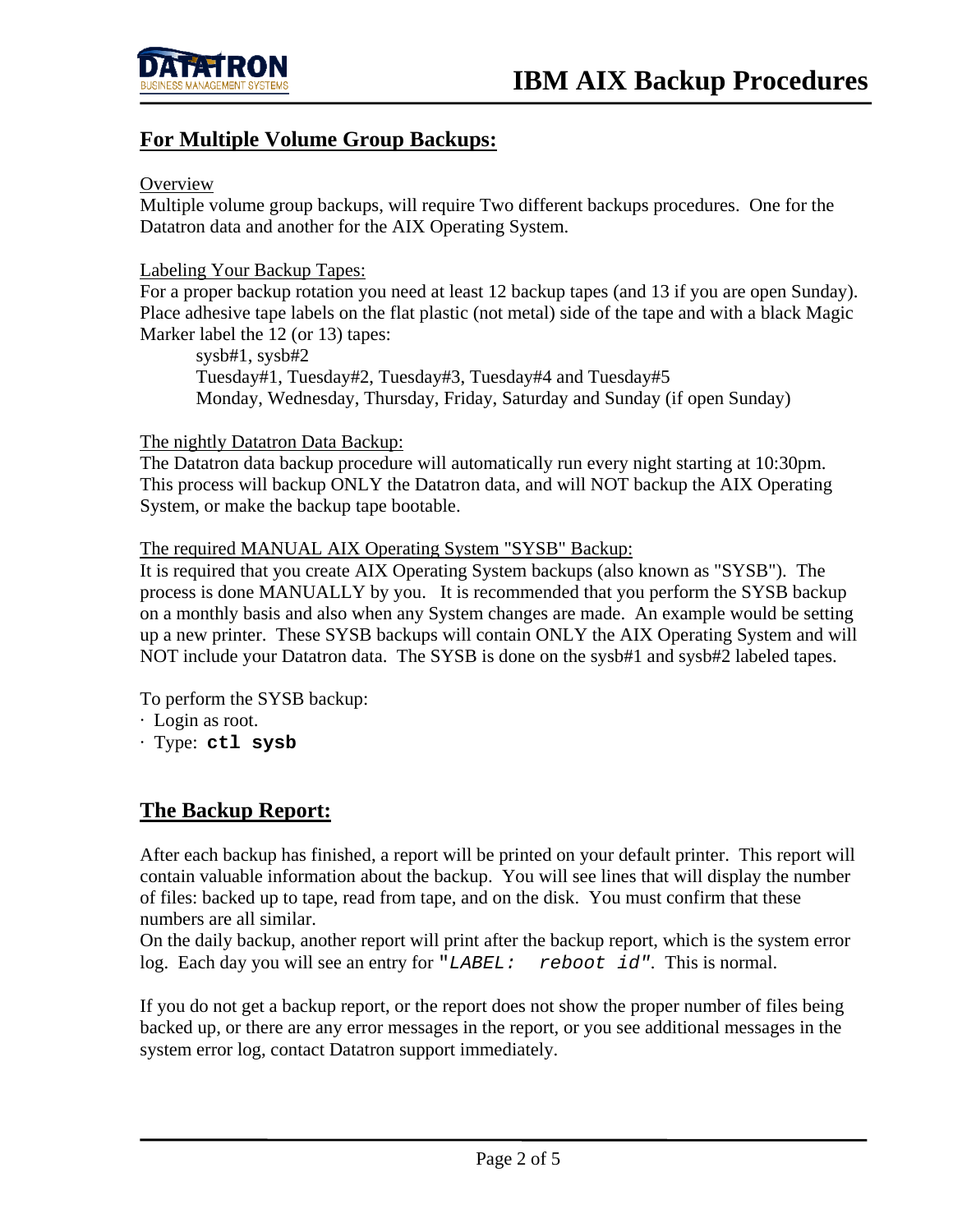## For Multiple Volume Group Backups:

Overview

Multiple volume group backups, will require Two different backups procedures. One for the Datatron data and another for the AIX Operating System.

Labeling Your Backup Tapes:

For a proper backup rotation you need at least 12 backup tapes (and 13 if you are open Sunday). Place adhesive tape labels on the flat plastic (not metal) side of the tape and with a black Magic Marker label the 12 (or 13) tapes:

sysb#1, sysb#2
Tuesday#1, Tuesday#2, Tuesday#3, Tuesday#4 and Tuesday#5
Monday, Wednesday, Thursday, Friday, Saturday and Sunday (if open Sunday)

The nightly Datatron Data Backup:

The Datatron data backup procedure will automatically run every night starting at 10:30pm. This process will backup ONLY the Datatron data, and will NOT backup the AIX Operating System, or make the backup tape bootable.

The required MANUAL AIX Operating System "SYSB" Backup:

It is required that you create AIX Operating System backups (also known as "SYSB"). The process is done MANUALLY by you. It is recommended that you perform the SYSB backup on a monthly basis and also when any System changes are made. An example would be setting up a new printer. These SYSB backups will contain ONLY the AIX Operating System and will NOT include your Datatron data. The SYSB is done on the sysb#1 and sysb#2 labeled tapes.

To perform the SYSB backup:

- Login as root.
- Type: **`ctl sysb`**

## The Backup Report:

After each backup has finished, a report will be printed on your default printer. This report will contain valuable information about the backup. You will see lines that will display the number of files: backed up to tape, read from tape, and on the disk. You must confirm that these numbers are all similar.

On the daily backup, another report will print after the backup report, which is the system error log. Each day you will see an entry for "*`LABEL:   reboot id`*". This is normal.

If you do not get a backup report, or the report does not show the proper number of files being backed up, or there are any error messages in the report, or you see additional messages in the system error log, contact Datatron support immediately.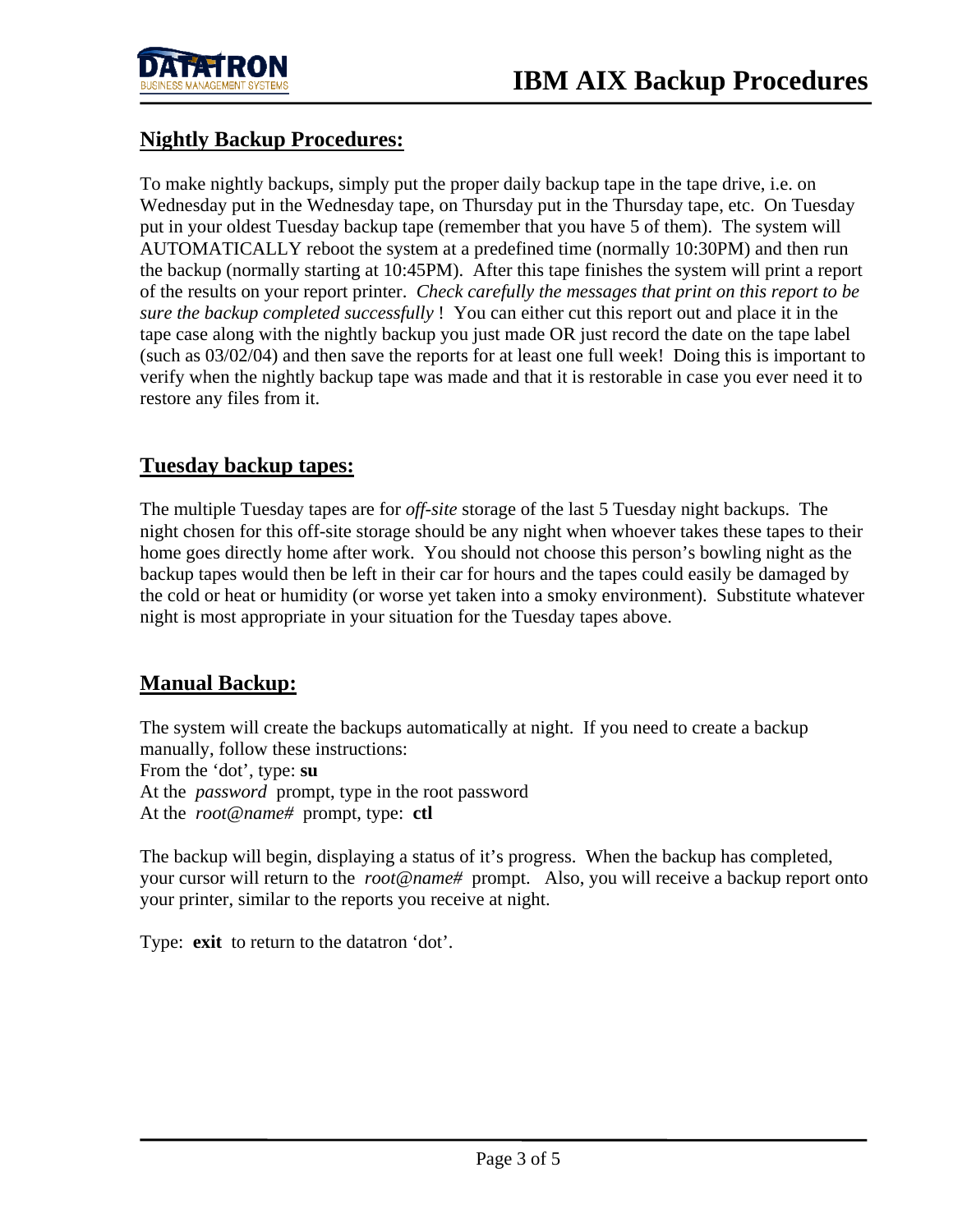## Nightly Backup Procedures:

To make nightly backups, simply put the proper daily backup tape in the tape drive, i.e. on Wednesday put in the Wednesday tape, on Thursday put in the Thursday tape, etc. On Tuesday put in your oldest Tuesday backup tape (remember that you have 5 of them). The system will AUTOMATICALLY reboot the system at a predefined time (normally 10:30PM) and then run the backup (normally starting at 10:45PM). After this tape finishes the system will print a report of the results on your report printer. *Check carefully the messages that print on this report to be sure the backup completed successfully* ! You can either cut this report out and place it in the tape case along with the nightly backup you just made OR just record the date on the tape label (such as 03/02/04) and then save the reports for at least one full week! Doing this is important to verify when the nightly backup tape was made and that it is restorable in case you ever need it to restore any files from it.

## Tuesday backup tapes:

The multiple Tuesday tapes are for *off-site* storage of the last 5 Tuesday night backups. The night chosen for this off-site storage should be any night when whoever takes these tapes to their home goes directly home after work. You should not choose this person's bowling night as the backup tapes would then be left in their car for hours and the tapes could easily be damaged by the cold or heat or humidity (or worse yet taken into a smoky environment). Substitute whatever night is most appropriate in your situation for the Tuesday tapes above.

## Manual Backup:

The system will create the backups automatically at night. If you need to create a backup manually, follow these instructions:
From the 'dot', type: **su**
At the *password* prompt, type in the root password
At the *root@name#* prompt, type: **ctl**

The backup will begin, displaying a status of it's progress. When the backup has completed, your cursor will return to the *root@name#* prompt. Also, you will receive a backup report onto your printer, similar to the reports you receive at night.

Type: **exit** to return to the datatron 'dot'.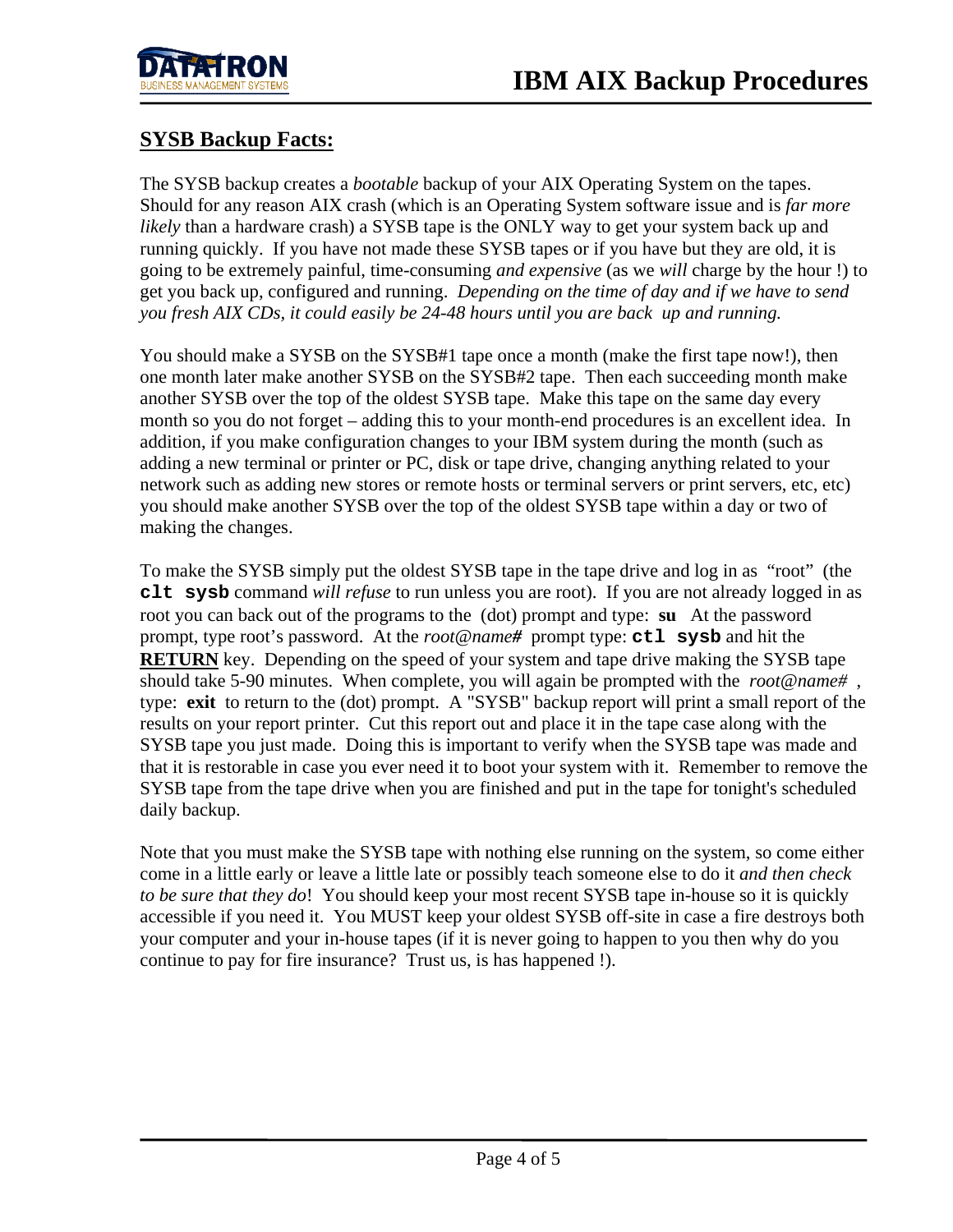## SYSB Backup Facts:

The SYSB backup creates a *bootable* backup of your AIX Operating System on the tapes. Should for any reason AIX crash (which is an Operating System software issue and is *far more likely* than a hardware crash) a SYSB tape is the ONLY way to get your system back up and running quickly. If you have not made these SYSB tapes or if you have but they are old, it is going to be extremely painful, time-consuming *and expensive* (as we *will* charge by the hour !) to get you back up, configured and running. *Depending on the time of day and if we have to send you fresh AIX CDs, it could easily be 24-48 hours until you are back up and running.*

You should make a SYSB on the SYSB#1 tape once a month (make the first tape now!), then one month later make another SYSB on the SYSB#2 tape. Then each succeeding month make another SYSB over the top of the oldest SYSB tape. Make this tape on the same day every month so you do not forget – adding this to your month-end procedures is an excellent idea. In addition, if you make configuration changes to your IBM system during the month (such as adding a new terminal or printer or PC, disk or tape drive, changing anything related to your network such as adding new stores or remote hosts or terminal servers or print servers, etc, etc) you should make another SYSB over the top of the oldest SYSB tape within a day or two of making the changes.

To make the SYSB simply put the oldest SYSB tape in the tape drive and log in as "root" (the **`clt sysb`** command *will refuse* to run unless you are root). If you are not already logged in as root you can back out of the programs to the (dot) prompt and type: **su** At the password prompt, type root's password. At the *root@name#* prompt type: **`ctl sysb`** and hit the **RETURN** key. Depending on the speed of your system and tape drive making the SYSB tape should take 5-90 minutes. When complete, you will again be prompted with the *root@name#* , type: **exit** to return to the (dot) prompt. A "SYSB" backup report will print a small report of the results on your report printer. Cut this report out and place it in the tape case along with the SYSB tape you just made. Doing this is important to verify when the SYSB tape was made and that it is restorable in case you ever need it to boot your system with it. Remember to remove the SYSB tape from the tape drive when you are finished and put in the tape for tonight's scheduled daily backup.

Note that you must make the SYSB tape with nothing else running on the system, so come either come in a little early or leave a little late or possibly teach someone else to do it *and then check to be sure that they do*! You should keep your most recent SYSB tape in-house so it is quickly accessible if you need it. You MUST keep your oldest SYSB off-site in case a fire destroys both your computer and your in-house tapes (if it is never going to happen to you then why do you continue to pay for fire insurance? Trust us, is has happened !).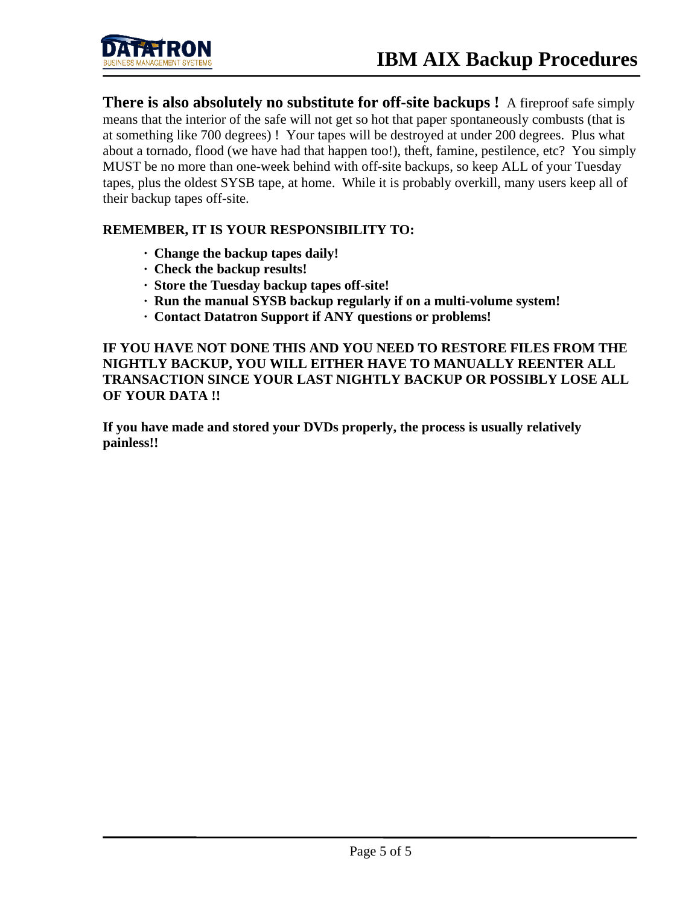**There is also absolutely no substitute for off-site backups !** A fireproof safe simply means that the interior of the safe will not get so hot that paper spontaneously combusts (that is at something like 700 degrees) ! Your tapes will be destroyed at under 200 degrees. Plus what about a tornado, flood (we have had that happen too!), theft, famine, pestilence, etc? You simply MUST be no more than one-week behind with off-site backups, so keep ALL of your Tuesday tapes, plus the oldest SYSB tape, at home. While it is probably overkill, many users keep all of their backup tapes off-site.

**REMEMBER, IT IS YOUR RESPONSIBILITY TO:**

- **Change the backup tapes daily!**
- **Check the backup results!**
- **Store the Tuesday backup tapes off-site!**
- **Run the manual SYSB backup regularly if on a multi-volume system!**
- **Contact Datatron Support if ANY questions or problems!**

**IF YOU HAVE NOT DONE THIS AND YOU NEED TO RESTORE FILES FROM THE NIGHTLY BACKUP, YOU WILL EITHER HAVE TO MANUALLY REENTER ALL TRANSACTION SINCE YOUR LAST NIGHTLY BACKUP OR POSSIBLY LOSE ALL OF YOUR DATA !!**

**If you have made and stored your DVDs properly, the process is usually relatively painless!!**